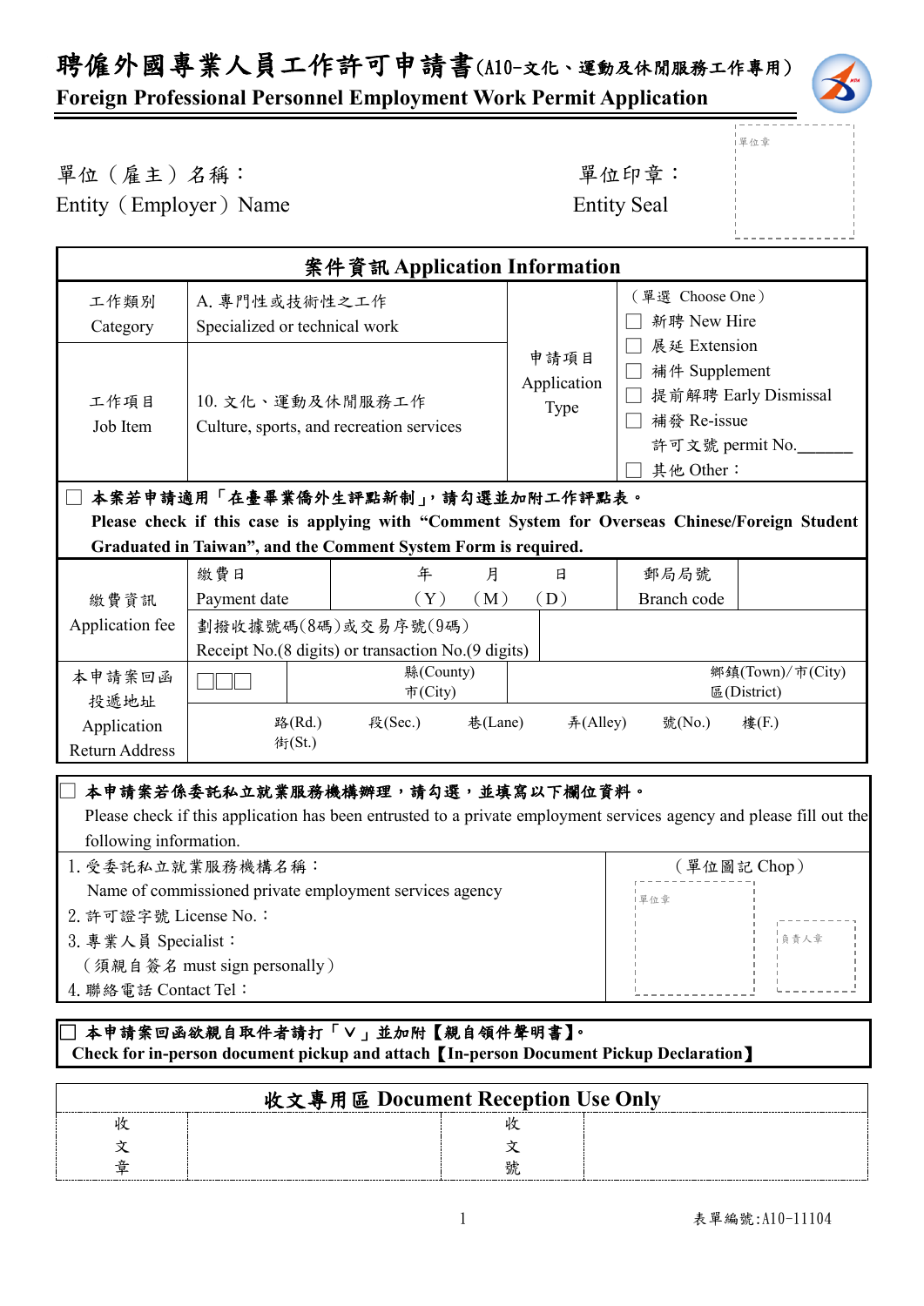# 聘僱外國專業人員工作許可申請書(A10-文化、運動及休閒服務工作專用)

**Foreign Professional Personnel Employment Work Permit Application**

單位章

單位（雇主）名稱：
Entity（Employer）Name

單位印章：
Entity Seal

| 案件資訊 Application Information | | | |
|---|---|---|---|
| 工作類別<br>Category | A. 專門性或技術性之工作<br>Specialized or technical work | 申請項目<br>Application Type | （單選 Choose One）<br>☐ 新聘 New Hire<br>☐ 展延 Extension<br>☐ 補件 Supplement<br>☐ 提前解聘 Early Dismissal<br>☐ 補發 Re-issue<br>許可文號 permit No.______<br>☐ 其他 Other： |
| 工作項目<br>Job Item | 10. 文化、運動及休閒服務工作<br>Culture, sports, and recreation services | | |

☐ **本案若申請適用「在臺畢業僑外生評點新制」，請勾選並加附工作評點表。**
**Please check if this case is applying with "Comment System for Overseas Chinese/Foreign Student Graduated in Taiwan", and the Comment System Form is required.**

| 繳費資訊<br>Application fee | 繳費日<br>Payment date | 年（Y） 月（M） 日（D） | 郵局局號<br>Branch code | |
|---|---|---|---|---|
| | 劃撥收據號碼(8碼)或交易序號(9碼)<br>Receipt No.(8 digits) or transaction No.(9 digits) | | | |
| 本申請案回函投遞地址<br>Application Return Address | ☐☐☐ | 縣(County)<br>市(City) | 鄉鎮(Town)/市(City)<br>區(District) | |
| | 路(Rd.)<br>街(St.) 段(Sec.) 巷(Lane) 弄(Alley) 號(No.) 樓(F.) | | | |

☐ **本申請案若係委託私立就業服務機構辦理，請勾選，並填寫以下欄位資料。**
Please check if this application has been entrusted to a private employment services agency and please fill out the following information.

| | |
|---|---|
| 1. 受委託私立就業服務機構名稱：<br>Name of commissioned private employment services agency<br>2. 許可證字號 License No.：<br>3. 專業人員 Specialist：<br>（須親自簽名 must sign personally）<br>4. 聯絡電話 Contact Tel： | （單位圖記 Chop）<br>單位章　負責人章 |

☐ **本申請案回函欲親自取件者請打「∨」並加附【親自領件聲明書】。**
**Check for in-person document pickup and attach【In-person Document Pickup Declaration】**

| 收文專用區 Document Reception Use Only | | | |
|---|---|---|---|
| 收文章 | | 收文號 | |

表單編號:A10-11104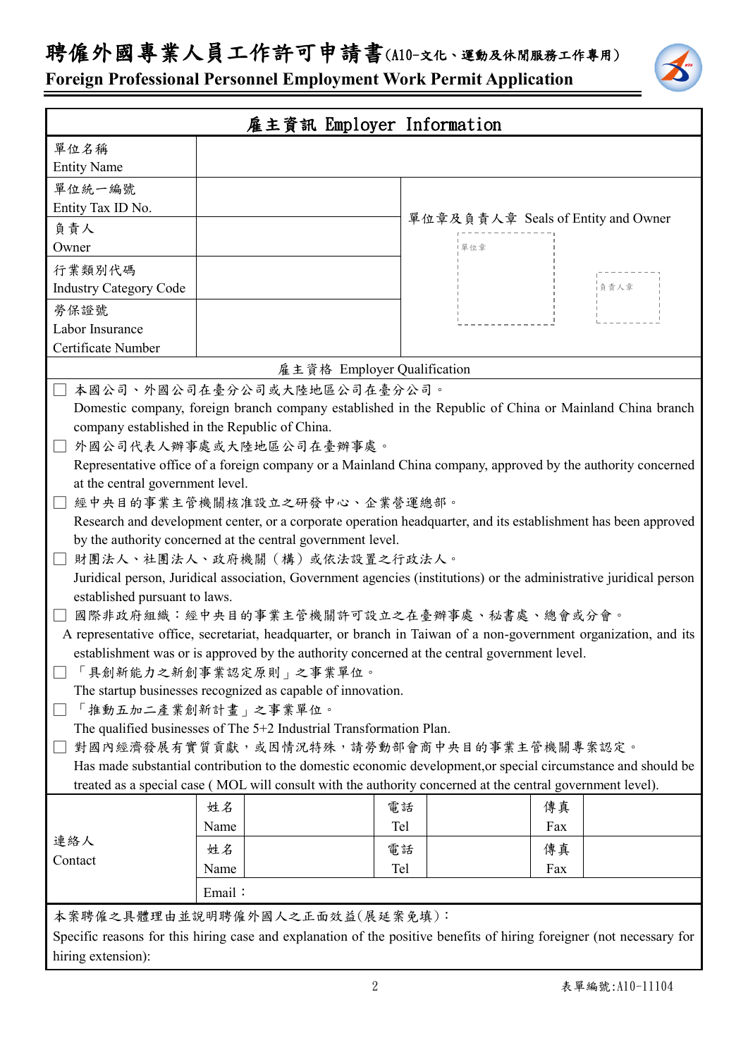# 聘僱外國專業人員工作許可申請書(A10-文化、運動及休閒服務工作專用)

**Foreign Professional Personnel Employment Work Permit Application**

| 雇主資訊 Employer Information | | |
|---|---|---|
| 單位名稱<br>Entity Name | | |
| 單位統一編號<br>Entity Tax ID No. | | 單位章及負責人章 Seals of Entity and Owner<br>單位章　　負責人章 |
| 負責人<br>Owner | | |
| 行業類別代碼<br>Industry Category Code | | |
| 勞保證號<br>Labor Insurance Certificate Number | | |

**雇主資格 Employer Qualification**

- ☐ 本國公司、外國公司在臺分公司或大陸地區公司在臺分公司。
  Domestic company, foreign branch company established in the Republic of China or Mainland China branch company established in the Republic of China.
- ☐ 外國公司代表人辦事處或大陸地區公司在臺辦事處。
  Representative office of a foreign company or a Mainland China company, approved by the authority concerned at the central government level.
- ☐ 經中央目的事業主管機關核准設立之研發中心、企業營運總部。
  Research and development center, or a corporate operation headquarter, and its establishment has been approved by the authority concerned at the central government level.
- ☐ 財團法人、社團法人、政府機關（構）或依法設置之行政法人。
  Juridical person, Juridical association, Government agencies (institutions) or the administrative juridical person established pursuant to laws.
- ☐ 國際非政府組織：經中央目的事業主管機關許可設立之在臺辦事處、秘書處、總會或分會。
  A representative office, secretariat, headquarter, or branch in Taiwan of a non-government organization, and its establishment was or is approved by the authority concerned at the central government level.
- ☐ 「具創新能力之新創事業認定原則」之事業單位。
  The startup businesses recognized as capable of innovation.
- ☐ 「推動五加二產業創新計畫」之事業單位。
  The qualified businesses of The 5+2 Industrial Transformation Plan.
- ☐ 對國內經濟發展有實質貢獻，或因情況特殊，請勞動部會商中央目的事業主管機關專案認定。
  Has made substantial contribution to the domestic economic development,or special circumstance and should be treated as a special case ( MOL will consult with the authority concerned at the central government level).

| 連絡人<br>Contact | 姓名<br>Name | | 電話<br>Tel | | 傳真<br>Fax | |
|---|---|---|---|---|---|---|
| | 姓名<br>Name | | 電話<br>Tel | | 傳真<br>Fax | |
| | Email： | | | | | |

本案聘僱之具體理由並說明聘僱外國人之正面效益(展延案免填)：
Specific reasons for this hiring case and explanation of the positive benefits of hiring foreigner (not necessary for hiring extension):

表單編號:A10-11104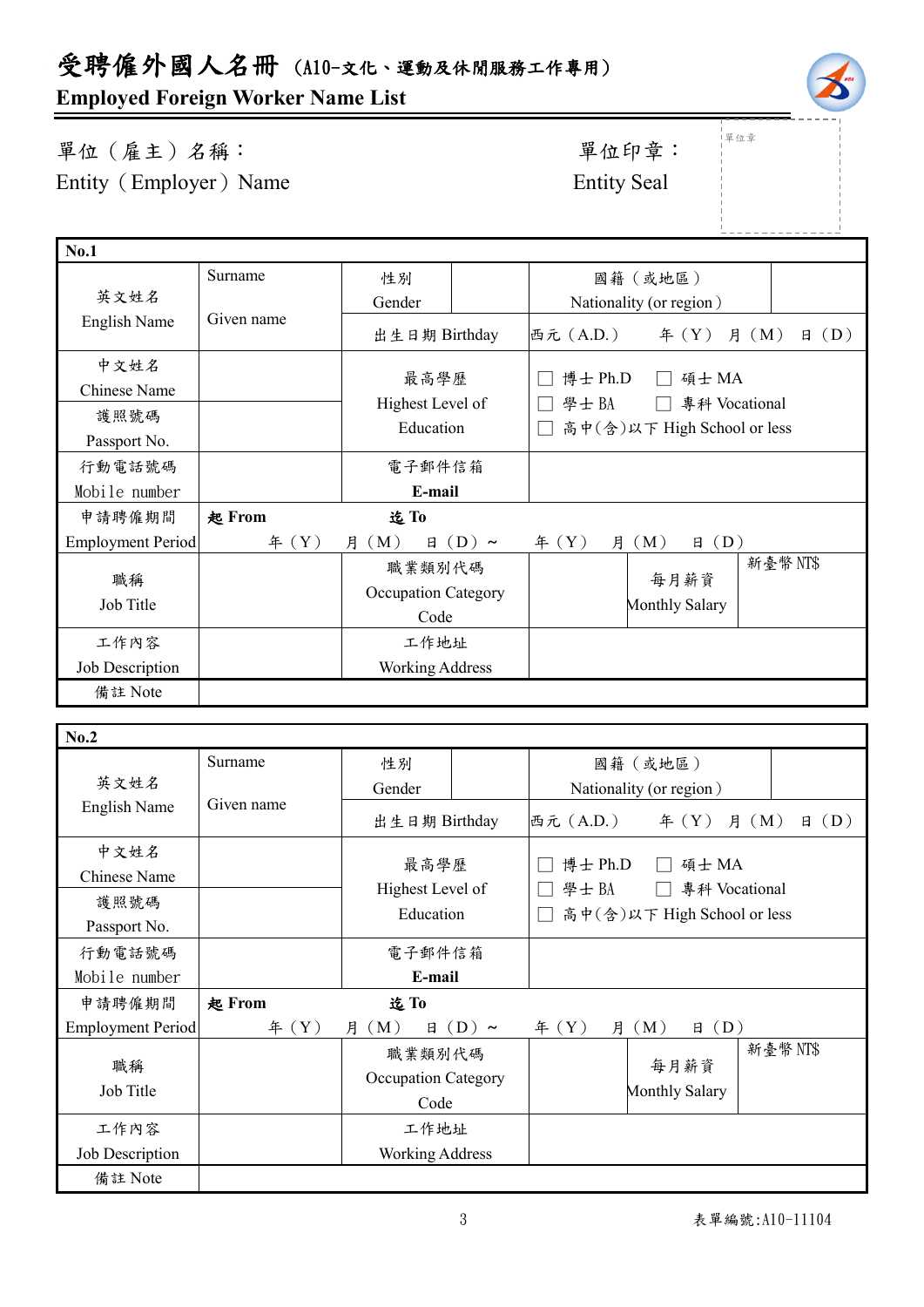# 受聘僱外國人名冊（A10-文化、運動及休閒服務工作專用）

## Employed Foreign Worker Name List

單位（雇主）名稱：
Entity（Employer）Name

單位印章：
Entity Seal

單位章

| No.1 | | | | | |
|---|---|---|---|---|---|
| 英文姓名<br>English Name | Surname<br><br>Given name | 性別<br>Gender | | 國籍（或地區）<br>Nationality (or region) | |
| | | 出生日期 Birthday | 西元（A.D.） 年（Y） 月（M） 日（D） | | |
| 中文姓名<br>Chinese Name | | 最高學歷<br>Highest Level of Education | ☐ 博士 Ph.D ☐ 碩士 MA<br>☐ 學士 BA ☐ 專科 Vocational<br>☐ 高中(含)以下 High School or less | | |
| 護照號碼<br>Passport No. | | | | | |
| 行動電話號碼<br>Mobile number | | 電子郵件信箱<br>**E-mail** | | | |
| 申請聘僱期間<br>Employment Period | **起 From**<br>年（Y） 月（M） 日（D）～ | **迄 To**<br>年（Y） 月（M） 日（D） | | | |
| 職稱<br>Job Title | | 職業類別代碼<br>Occupation Category Code | | 每月薪資<br>Monthly Salary | 新臺幣 NT$ |
| 工作內容<br>Job Description | | 工作地址<br>Working Address | | | |
| 備註 Note | | | | | |

| No.2 | | | | | |
|---|---|---|---|---|---|
| 英文姓名<br>English Name | Surname<br><br>Given name | 性別<br>Gender | | 國籍（或地區）<br>Nationality (or region) | |
| | | 出生日期 Birthday | 西元（A.D.） 年（Y） 月（M） 日（D） | | |
| 中文姓名<br>Chinese Name | | 最高學歷<br>Highest Level of Education | ☐ 博士 Ph.D ☐ 碩士 MA<br>☐ 學士 BA ☐ 專科 Vocational<br>☐ 高中(含)以下 High School or less | | |
| 護照號碼<br>Passport No. | | | | | |
| 行動電話號碼<br>Mobile number | | 電子郵件信箱<br>**E-mail** | | | |
| 申請聘僱期間<br>Employment Period | **起 From**<br>年（Y） 月（M） 日（D）～ | **迄 To**<br>年（Y） 月（M） 日（D） | | | |
| 職稱<br>Job Title | | 職業類別代碼<br>Occupation Category Code | | 每月薪資<br>Monthly Salary | 新臺幣 NT$ |
| 工作內容<br>Job Description | | 工作地址<br>Working Address | | | |
| 備註 Note | | | | | |

表單編號:A10-11104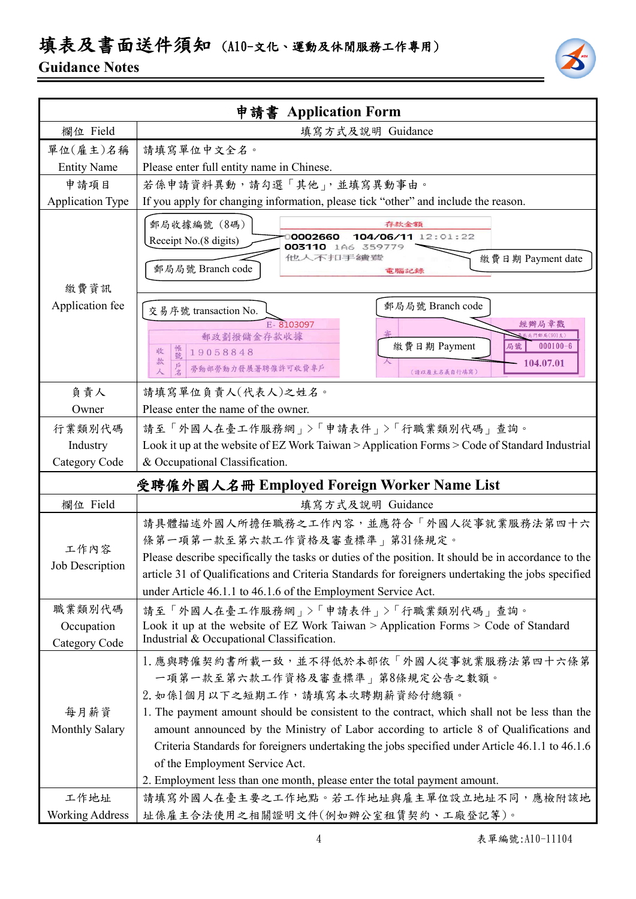# 填表及書面送件須知 (A10-文化、運動及休閒服務工作專用)

## Guidance Notes

| 申請書 Application Form | |
|---|---|
| 欄位 Field | 填寫方式及說明 Guidance |
| 單位(雇主)名稱 Entity Name | 請填寫單位中文全名。 Please enter full entity name in Chinese. |
| 申請項目 Application Type | 若係申請資料異動，請勾選「其他」，並填寫異動事由。 If you apply for changing information, please tick "other" and include the reason. |
| 繳費資訊 Application fee | 郵局收據編號（8碼） Receipt No.(8 digits)；郵局局號 Branch code；繳費日期 Payment date；存款金額 0002660 104/06/11 12:01:22 003110 1A6 359779 他人不扣手續費 電腦記錄<br>交易序號 transaction No.；郵局局號 Branch code；繳費日期 Payment；E- 8103097 郵政劃撥儲金存款收據 收款人 帳號 19058848 戶名 勞動部勞動力發展署聘僱許可收費專戶；經辦局章戳 局號 000100-6 104.07.01 |
| 負責人 Owner | 請填寫單位負責人(代表人)之姓名。 Please enter the name of the owner. |
| 行業類別代碼 Industry Category Code | 請至「外國人在臺工作服務網」>「申請表件」>「行職業類別代碼」查詢。 Look it up at the website of EZ Work Taiwan > Application Forms > Code of Standard Industrial & Occupational Classification. |
| **受聘僱外國人名冊 Employed Foreign Worker Name List** | |
| 欄位 Field | 填寫方式及說明 Guidance |
| 工作內容 Job Description | 請具體描述外國人所擔任職務之工作內容，並應符合「外國人從事就業服務法第四十六條第一項第一款至第六款工作資格及審查標準」第31條規定。 Please describe specifically the tasks or duties of the position. It should be in accordance to the article 31 of Qualifications and Criteria Standards for foreigners undertaking the jobs specified under Article 46.1.1 to 46.1.6 of the Employment Service Act. |
| 職業類別代碼 Occupation Category Code | 請至「外國人在臺工作服務網」>「申請表件」>「行職業類別代碼」查詢。 Look it up at the website of EZ Work Taiwan > Application Forms > Code of Standard Industrial & Occupational Classification. |
| 每月薪資 Monthly Salary | 1. 應與聘僱契約書所載一致，並不得低於本部依「外國人從事就業服務法第四十六條第一項第一款至第六款工作資格及審查標準」第8條規定公告之數額。<br>2. 如係1個月以下之短期工作，請填寫本次聘期薪資給付總額。<br>1. The payment amount should be consistent to the contract, which shall not be less than the amount announced by the Ministry of Labor according to article 8 of Qualifications and Criteria Standards for foreigners undertaking the jobs specified under Article 46.1.1 to 46.1.6 of the Employment Service Act.<br>2. Employment less than one month, please enter the total payment amount. |
| 工作地址 Working Address | 請填寫外國人在臺主要之工作地點。若工作地址與雇主單位設立地址不同，應檢附該地址係雇主合法使用之相關證明文件(例如辦公室租賃契約、工廠登記等)。 |

表單編號:A10-11104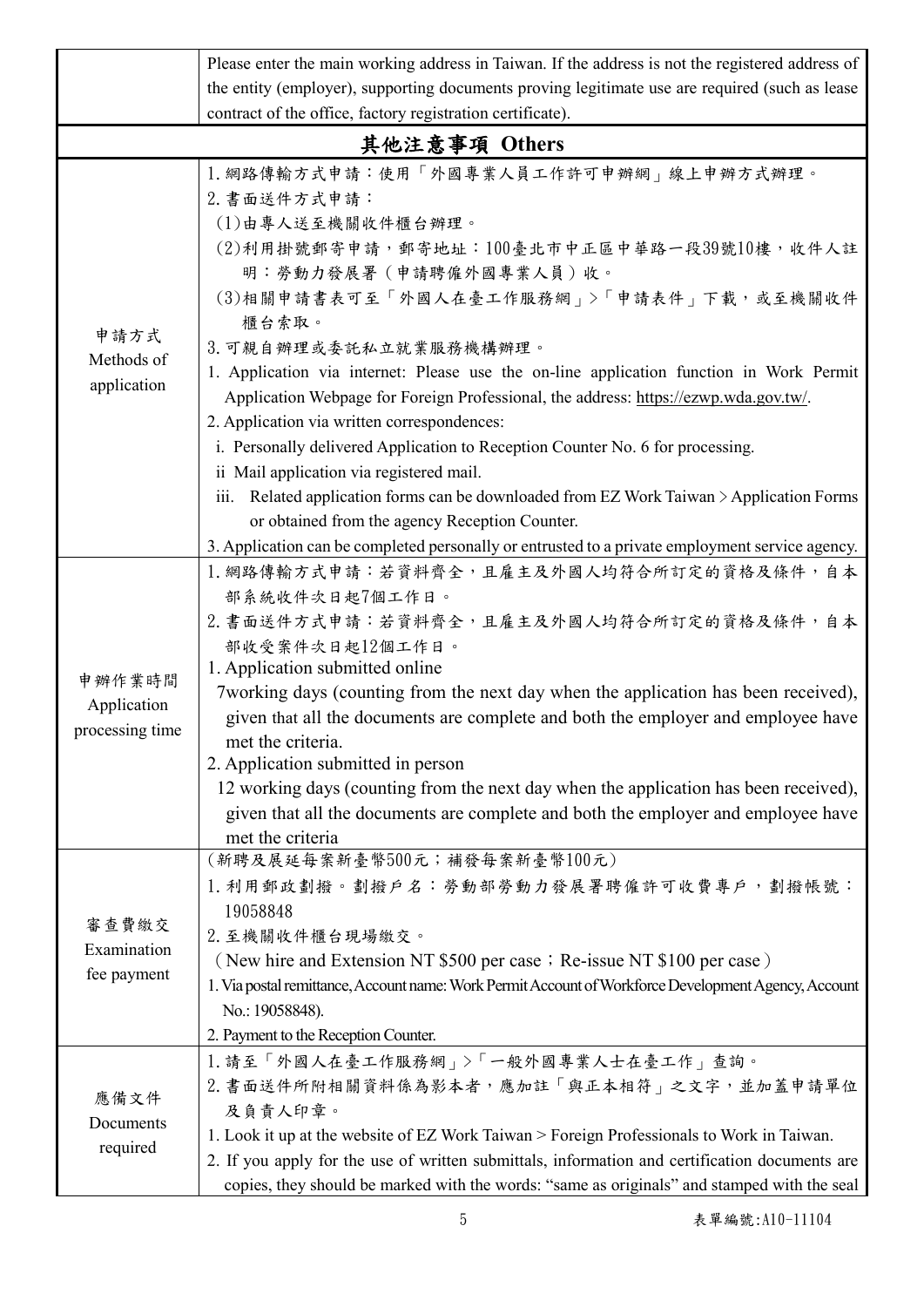| | |
|---|---|
| | Please enter the main working address in Taiwan. If the address is not the registered address of the entity (employer), supporting documents proving legitimate use are required (such as lease contract of the office, factory registration certificate). |
| **其他注意事項 Others** | |
| 申請方式<br>Methods of application | 1. 網路傳輸方式申請：使用「外國專業人員工作許可申辦網」線上申辦方式辦理。<br>2. 書面送件方式申請：<br>(1)由專人送至機關收件櫃台辦理。<br>(2)利用掛號郵寄申請，郵寄地址：100臺北市中正區中華路一段39號10樓，收件人註明：勞動力發展署（申請聘僱外國專業人員）收。<br>(3)相關申請書表可至「外國人在臺工作服務網」>「申請表件」下載，或至機關收件櫃台索取。<br>3. 可親自辦理或委託私立就業服務機構辦理。<br>1. Application via internet: Please use the on-line application function in Work Permit Application Webpage for Foreign Professional, the address: https://ezwp.wda.gov.tw/.<br>2. Application via written correspondences:<br>i. Personally delivered Application to Reception Counter No. 6 for processing.<br>ii Mail application via registered mail.<br>iii. Related application forms can be downloaded from EZ Work Taiwan > Application Forms or obtained from the agency Reception Counter.<br>3. Application can be completed personally or entrusted to a private employment service agency. |
| 申辦作業時間<br>Application processing time | 1. 網路傳輸方式申請：若資料齊全，且雇主及外國人均符合所訂定的資格及條件，自本部系統收件次日起7個工作日。<br>2. 書面送件方式申請：若資料齊全，且雇主及外國人均符合所訂定的資格及條件，自本部收受案件次日起12個工作日。<br>1. Application submitted online<br>7working days (counting from the next day when the application has been received), given that all the documents are complete and both the employer and employee have met the criteria.<br>2. Application submitted in person<br>12 working days (counting from the next day when the application has been received), given that all the documents are complete and both the employer and employee have met the criteria |
| 審查費繳交<br>Examination fee payment | (新聘及展延每案新臺幣500元；補發每案新臺幣100元)<br>1. 利用郵政劃撥。劃撥戶名：勞動部勞動力發展署聘僱許可收費專戶，劃撥帳號：19058848<br>2. 至機關收件櫃台現場繳交。<br>（New hire and Extension NT $500 per case；Re-issue NT $100 per case）<br>1. Via postal remittance, Account name: Work Permit Account of Workforce Development Agency, Account No.: 19058848).<br>2. Payment to the Reception Counter. |
| 應備文件<br>Documents required | 1. 請至「外國人在臺工作服務網」>「一般外國專業人士在臺工作」查詢。<br>2. 書面送件所附相關資料係為影本者，應加註「與正本相符」之文字，並加蓋申請單位及負責人印章。<br>1. Look it up at the website of EZ Work Taiwan > Foreign Professionals to Work in Taiwan.<br>2. If you apply for the use of written submittals, information and certification documents are copies, they should be marked with the words: "same as originals" and stamped with the seal |

表單編號:A10-11104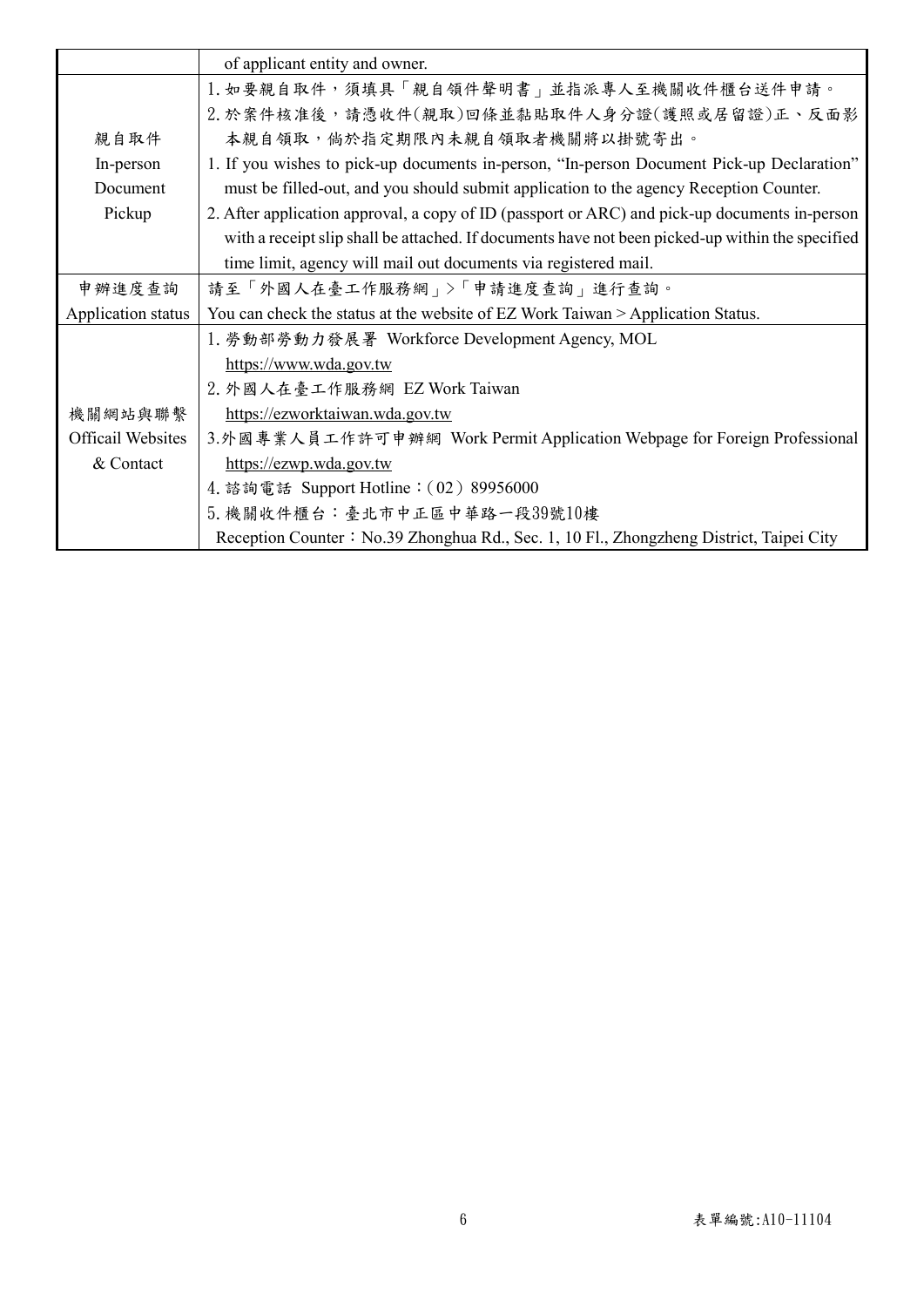| | |
|---|---|
| | of applicant entity and owner. |
| 親自取件<br>In-person<br>Document<br>Pickup | 1.如要親自取件，須填具「親自領件聲明書」並指派專人至機關收件櫃台送件申請。<br>2.於案件核准後，請憑收件(親取)回條並黏貼取件人身分證(護照或居留證)正、反面影本親自領取，倘於指定期限內未親自領取者機關將以掛號寄出。<br>1. If you wishes to pick-up documents in-person, "In-person Document Pick-up Declaration" must be filled-out, and you should submit application to the agency Reception Counter.<br>2. After application approval, a copy of ID (passport or ARC) and pick-up documents in-person with a receipt slip shall be attached. If documents have not been picked-up within the specified time limit, agency will mail out documents via registered mail. |
| 申辦進度查詢<br>Application status | 請至「外國人在臺工作服務網」>「申請進度查詢」進行查詢。<br>You can check the status at the website of EZ Work Taiwan > Application Status. |
| 機關網站與聯繫<br>Officail Websites<br>& Contact | 1.勞動部勞動力發展署 Workforce Development Agency, MOL<br>https://www.wda.gov.tw<br>2.外國人在臺工作服務網 EZ Work Taiwan<br>https://ezworktaiwan.wda.gov.tw<br>3.外國專業人員工作許可申辦網 Work Permit Application Webpage for Foreign Professional<br>https://ezwp.wda.gov.tw<br>4.諮詢電話 Support Hotline：(02) 89956000<br>5.機關收件櫃台：臺北市中正區中華路一段39號10樓<br>Reception Counter：No.39 Zhonghua Rd., Sec. 1, 10 Fl., Zhongzheng District, Taipei City |

表單編號:A10-11104